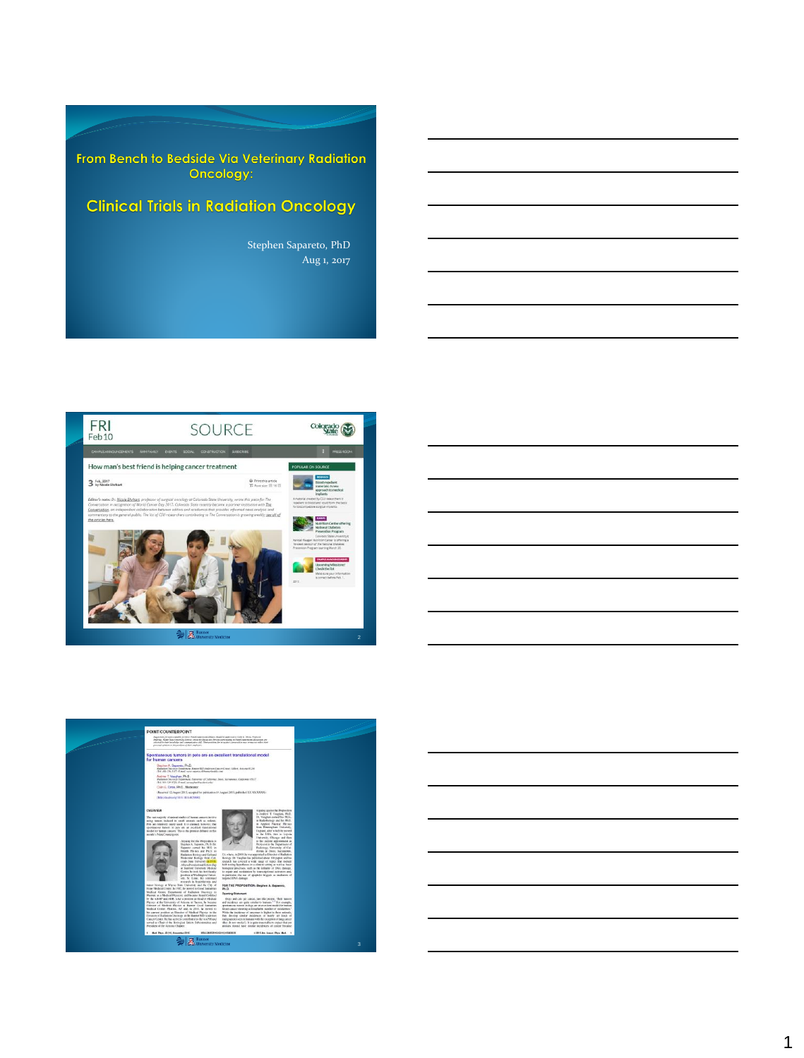# From Bench to Bedside Via Veterinary Radiation Oncology:

## Clinical Trials in Radiation Oncology

Stephen Sapareto, PhD

Aug 1, 2017

---

FRI Feb 10

SOURCE

How man's best friend is helping cancer treatment

---

POINT/COUNTERPOINT

Spontaneous tumors in pets are an excellent translational model for human cancers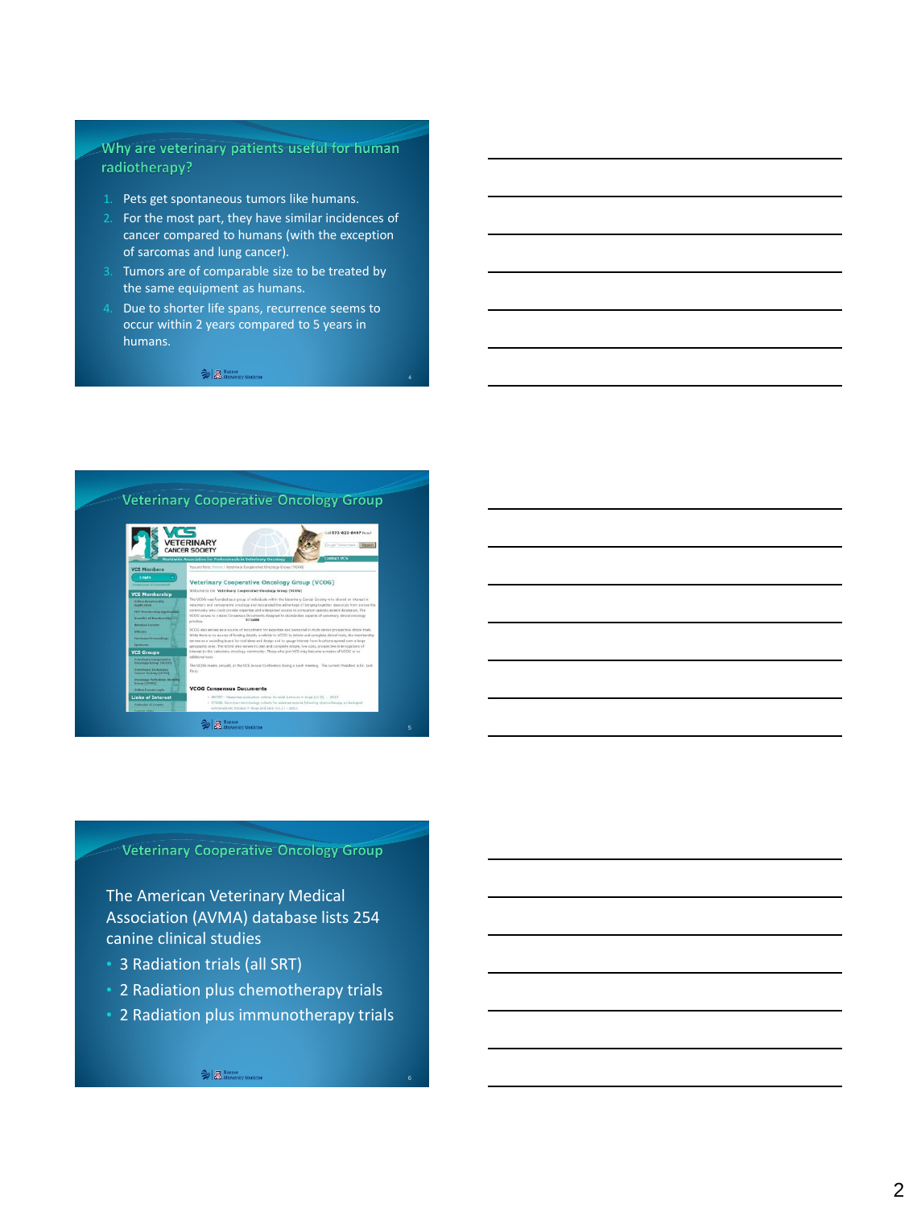## Why are veterinary patients useful for human radiotherapy?

1. Pets get spontaneous tumors like humans.
2. For the most part, they have similar incidences of cancer compared to humans (with the exception of sarcomas and lung cancer).
3. Tumors are of comparable size to be treated by the same equipment as humans.
4. Due to shorter life spans, recurrence seems to occur within 2 years compared to 5 years in humans.

## Veterinary Cooperative Oncology Group

## Veterinary Cooperative Oncology Group

The American Veterinary Medical Association (AVMA) database lists 254 canine clinical studies

- 3 Radiation trials (all SRT)
- 2 Radiation plus chemotherapy trials
- 2 Radiation plus immunotherapy trials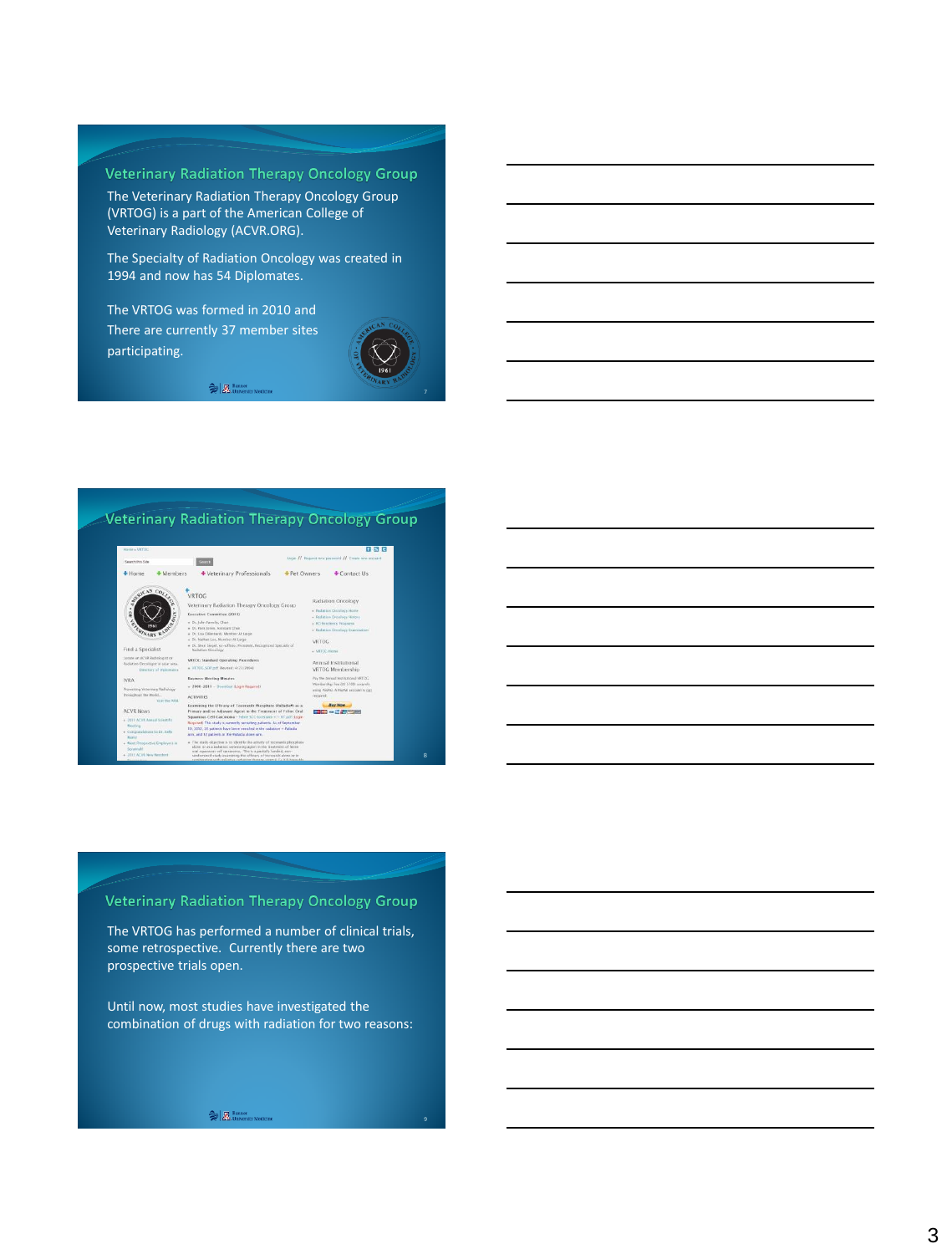## Veterinary Radiation Therapy Oncology Group

The Veterinary Radiation Therapy Oncology Group (VRTOG) is a part of the American College of Veterinary Radiology (ACVR.ORG).

The Specialty of Radiation Oncology was created in 1994 and now has 54 Diplomates.

The VRTOG was formed in 2010 and There are currently 37 member sites participating.

## Veterinary Radiation Therapy Oncology Group

## Veterinary Radiation Therapy Oncology Group

The VRTOG has performed a number of clinical trials, some retrospective. Currently there are two prospective trials open.

Until now, most studies have investigated the combination of drugs with radiation for two reasons: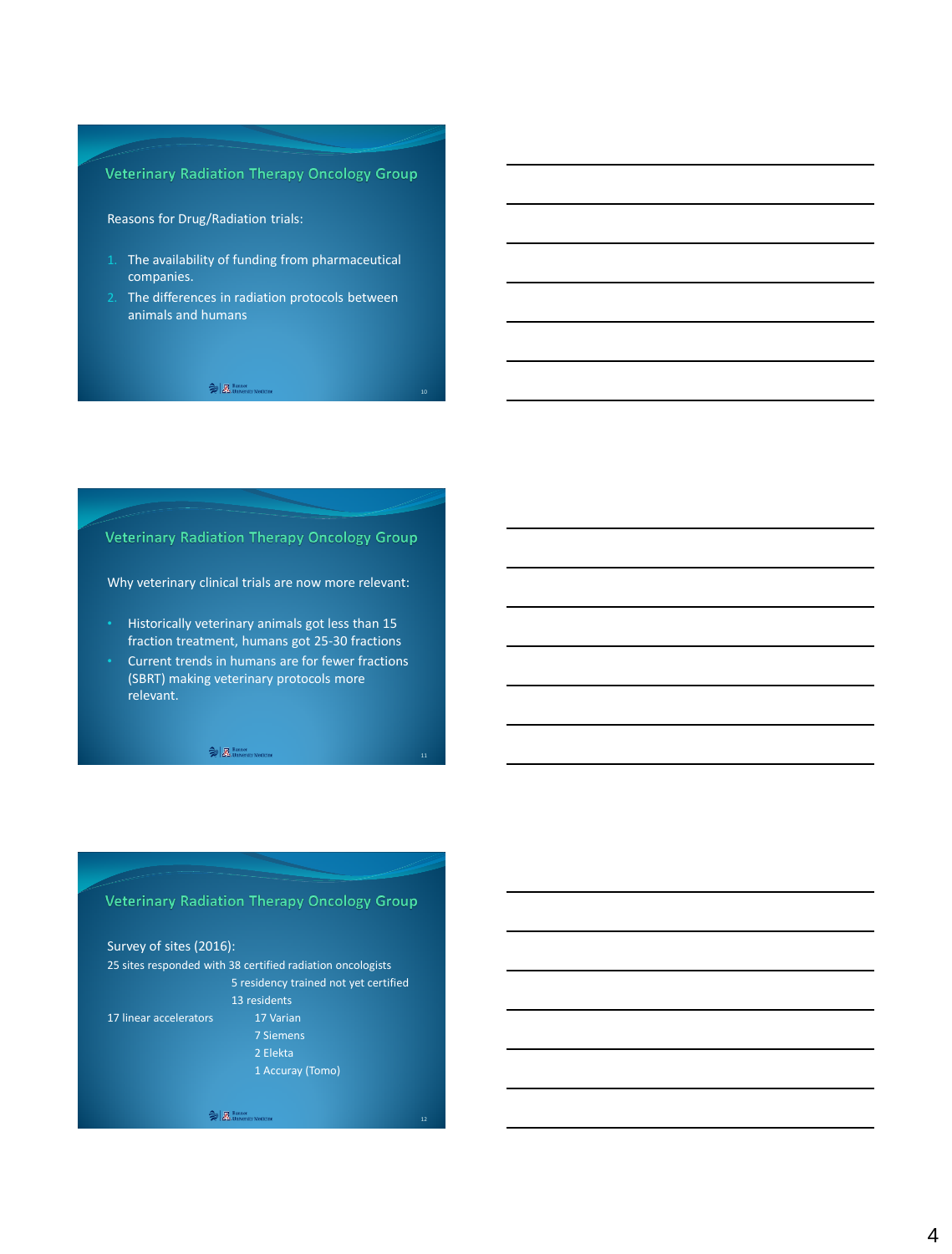## Veterinary Radiation Therapy Oncology Group

Reasons for Drug/Radiation trials:

1. The availability of funding from pharmaceutical companies.
2. The differences in radiation protocols between animals and humans

## Veterinary Radiation Therapy Oncology Group

Why veterinary clinical trials are now more relevant:

- Historically veterinary animals got less than 15 fraction treatment, humans got 25-30 fractions
- Current trends in humans are for fewer fractions (SBRT) making veterinary protocols more relevant.

## Veterinary Radiation Therapy Oncology Group

Survey of sites (2016):

25 sites responded with 38 certified radiation oncologists
5 residency trained not yet certified
13 residents

17 linear accelerators
- 17 Varian
- 7 Siemens
- 2 Elekta
- 1 Accuray (Tomo)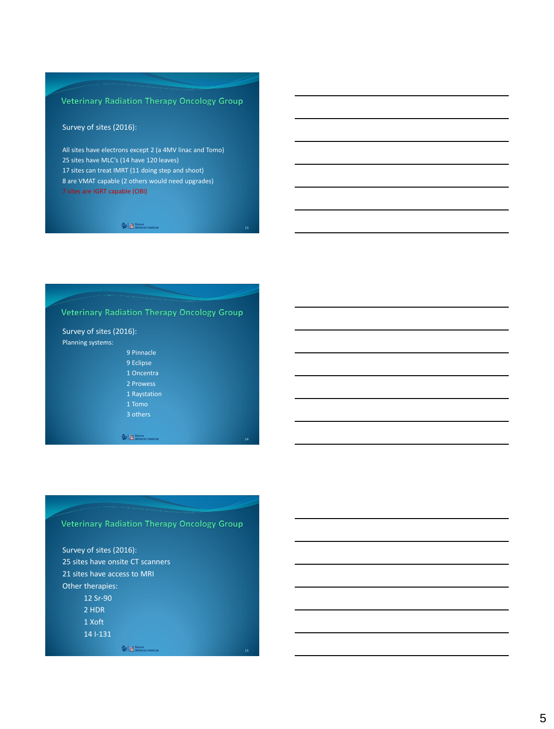## Veterinary Radiation Therapy Oncology Group

Survey of sites (2016):

All sites have electrons except 2 (a 4MV linac and Tomo)
25 sites have MLC's (14 have 120 leaves)
17 sites can treat IMRT (11 doing step and shoot)
8 are VMAT capable (2 others would need upgrades)
7 sites are IGRT capable (OBI)

## Veterinary Radiation Therapy Oncology Group

Survey of sites (2016):

Planning systems:

- 9 Pinnacle
- 9 Eclipse
- 1 Oncentra
- 2 Prowess
- 1 Raystation
- 1 Tomo
- 3 others

## Veterinary Radiation Therapy Oncology Group

Survey of sites (2016):
25 sites have onsite CT scanners
21 sites have access to MRI
Other therapies:

- 12 Sr-90
- 2 HDR
- 1 Xoft
- 14 I-131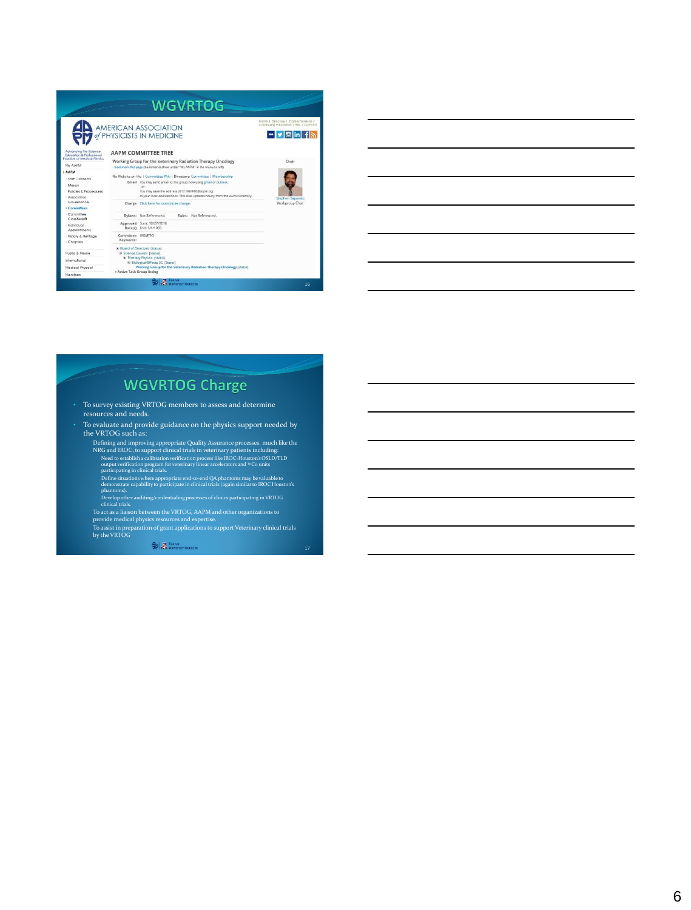# WGVRTOG

AMERICAN ASSOCIATION of PHYSICISTS IN MEDICINE

AAPM COMMITTEE TREE

Working Group for the Veterinary Radiation Therapy Oncology

No Website on file. | Committee Wiki | Directory: Committee | Membership

Email: You may send email to this group now using gmail or outlook. - or - You may save the address 2017.WGVRTO@aapm.org to your local address book. This also updates hourly from the AAPM Directory.

Charge: Click here for committee charge.

Bylaws: Not Referenced. Rules: Not Referenced.

Approved Date(s): Start: 10/27/2016 End: 1/1/1900

Committee Keywords: WGVRTO

Chair: Stephen Sapareto, Workgroup Chair

- Board of Directors [Status]
  - Science Council [Status]
    - Therapy Physics [Status]
      - Biological Effects SC [Status]
        - Working Group for the Veterinary Radiation Therapy Oncology [Status]
- Active Task Group listing

# WGVRTOG Charge

- To survey existing VRTOG members to assess and determine resources and needs.
- To evaluate and provide guidance on the physics support needed by the VRTOG such as:
  - Defining and improving appropriate Quality Assurance processes, much like the NRG and IROC, to support clinical trials in veterinary patients including:
    - Need to establish a calibration verification process like IROC-Houston's OSLD/TLD output verification program for veterinary linear accelerators and $^{60}$Co units participating in clinical trials.
    - Define situations where appropriate end-to-end QA phantoms may be valuable to demonstrate capability to participate in clinical trials (again similar to IROC Houston's phantoms).
    - Develop other auditing/credentialing processes of clinics participating in VRTOG clinical trials.
  - To act as a liaison between the VRTOG, AAPM and other organizations to provide medical physics resources and expertise.
  - To assist in preparation of grant applications to support Veterinary clinical trials by the VRTOG